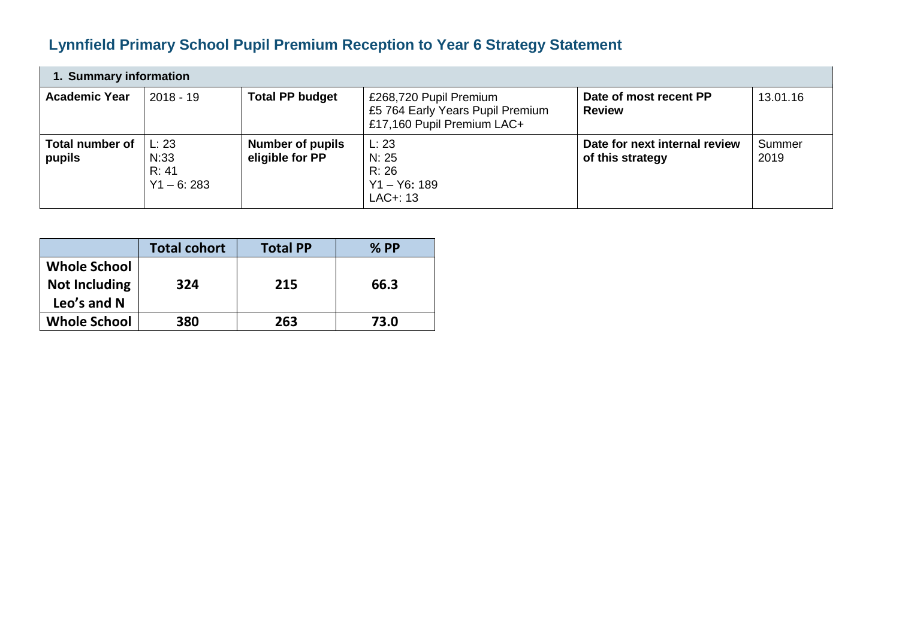# Lynnfield Primary School Pupil Premium Reception to Year 6 Strategy Statement

| **1. Summary information** | | | | | |
|---|---|---|---|---|---|
| **Academic Year** | 2018 - 19 | **Total PP budget** | £268,720 Pupil Premium<br>£5 764 Early Years Pupil Premium<br>£17,160 Pupil Premium LAC+ | **Date of most recent PP Review** | 13.01.16 |
| **Total number of pupils** | L: 23<br>N:33<br>R: 41<br>Y1 – 6: 283 | **Number of pupils eligible for PP** | L: 23<br>N: 25<br>R: 26<br>Y1 – Y6**:** 189<br>LAC+: 13 | **Date for next internal review of this strategy** | Summer 2019 |

| | **Total cohort** | **Total PP** | **% PP** |
|---|---|---|---|
| **Whole School Not Including Leo's and N** | **324** | **215** | **66.3** |
| **Whole School** | **380** | **263** | **73.0** |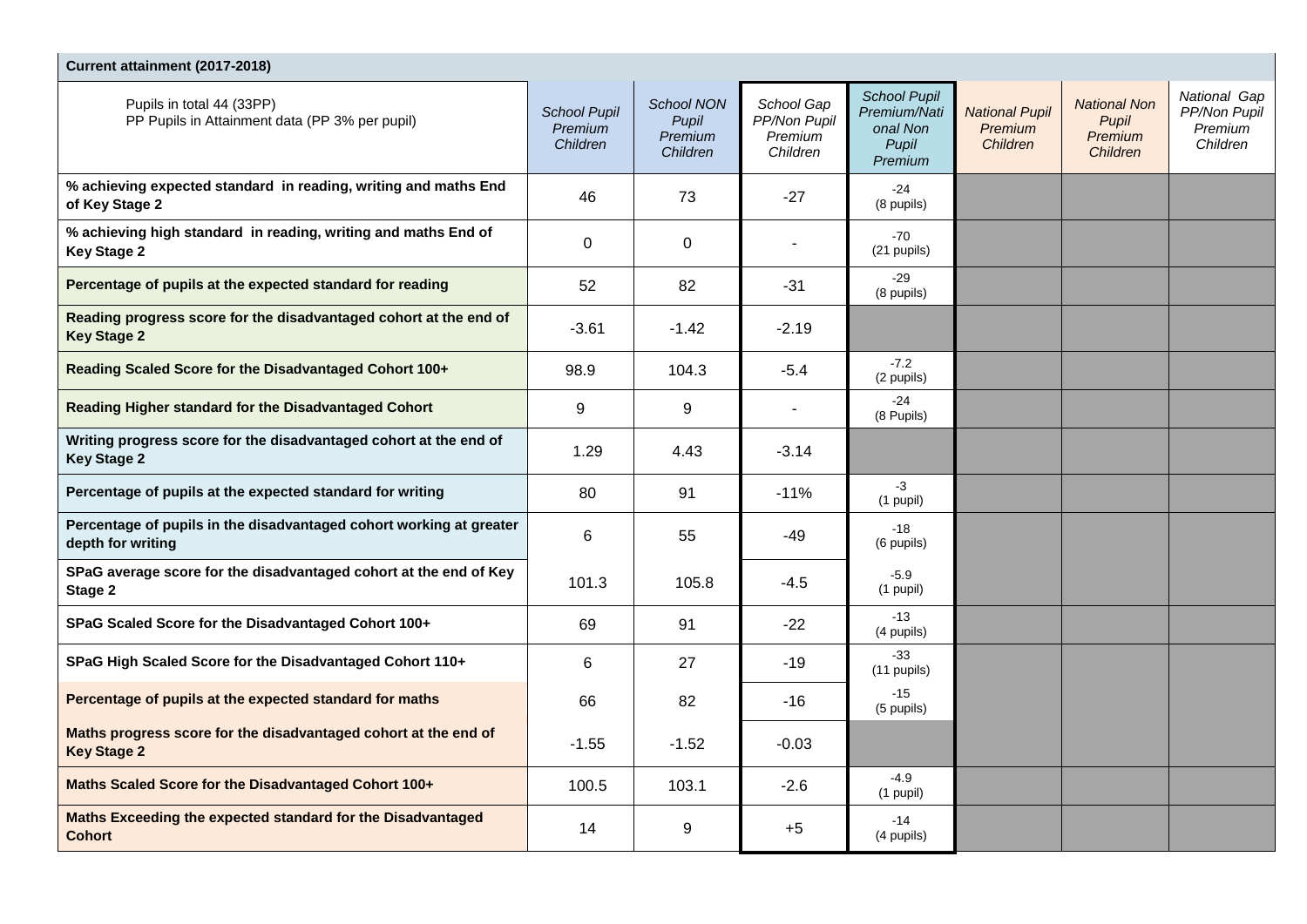| Current attainment (2017-2018) | | | | | | | |
|---|---|---|---|---|---|---|---|
| Pupils in total 44 (33PP)<br>PP Pupils in Attainment data (PP 3% per pupil) | *School Pupil Premium Children* | *School NON Pupil Premium Children* | *School Gap PP/Non Pupil Premium Children* | *School Pupil Premium/National Non Pupil Premium* | *National Pupil Premium Children* | *National Non Pupil Premium Children* | *National Gap PP/Non Pupil Premium Children* |
| **% achieving expected standard in reading, writing and maths End of Key Stage 2** | 46 | 73 | -27 | -24<br>(8 pupils) | | | |
| **% achieving high standard in reading, writing and maths End of Key Stage 2** | 0 | 0 | - | -70<br>(21 pupils) | | | |
| **Percentage of pupils at the expected standard for reading** | 52 | 82 | -31 | -29<br>(8 pupils) | | | |
| **Reading progress score for the disadvantaged cohort at the end of Key Stage 2** | -3.61 | -1.42 | -2.19 | | | | |
| **Reading Scaled Score for the Disadvantaged Cohort 100+** | 98.9 | 104.3 | -5.4 | -7.2<br>(2 pupils) | | | |
| **Reading Higher standard for the Disadvantaged Cohort** | 9 | 9 | - | -24<br>(8 Pupils) | | | |
| **Writing progress score for the disadvantaged cohort at the end of Key Stage 2** | 1.29 | 4.43 | -3.14 | | | | |
| **Percentage of pupils at the expected standard for writing** | 80 | 91 | -11% | -3<br>(1 pupil) | | | |
| **Percentage of pupils in the disadvantaged cohort working at greater depth for writing** | 6 | 55 | -49 | -18<br>(6 pupils) | | | |
| **SPaG average score for the disadvantaged cohort at the end of Key Stage 2** | 101.3 | 105.8 | -4.5 | -5.9<br>(1 pupil) | | | |
| **SPaG Scaled Score for the Disadvantaged Cohort 100+** | 69 | 91 | -22 | -13<br>(4 pupils) | | | |
| **SPaG High Scaled Score for the Disadvantaged Cohort 110+** | 6 | 27 | -19 | -33<br>(11 pupils) | | | |
| **Percentage of pupils at the expected standard for maths** | 66 | 82 | -16 | -15<br>(5 pupils) | | | |
| **Maths progress score for the disadvantaged cohort at the end of Key Stage 2** | -1.55 | -1.52 | -0.03 | | | | |
| **Maths Scaled Score for the Disadvantaged Cohort 100+** | 100.5 | 103.1 | -2.6 | -4.9<br>(1 pupil) | | | |
| **Maths Exceeding the expected standard for the Disadvantaged Cohort** | 14 | 9 | +5 | -14<br>(4 pupils) | | | |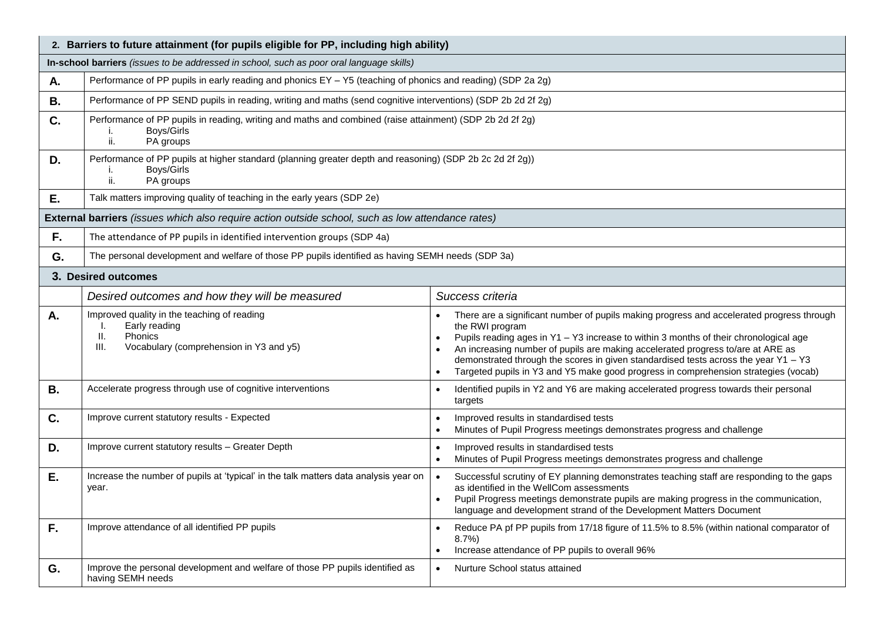## 2. Barriers to future attainment (for pupils eligible for PP, including high ability)

**In-school barriers** *(issues to be addressed in school, such as poor oral language skills)*

| | |
|---|---|
| **A.** | Performance of PP pupils in early reading and phonics EY – Y5 (teaching of phonics and reading) (SDP 2a 2g) |
| **B.** | Performance of PP SEND pupils in reading, writing and maths (send cognitive interventions) (SDP 2b 2d 2f 2g) |
| **C.** | Performance of PP pupils in reading, writing and maths and combined (raise attainment) (SDP 2b 2d 2f 2g)<br>i. Boys/Girls<br>ii. PA groups |
| **D.** | Performance of PP pupils at higher standard (planning greater depth and reasoning) (SDP 2b 2c 2d 2f 2g))<br>i. Boys/Girls<br>ii. PA groups |
| **E.** | Talk matters improving quality of teaching in the early years (SDP 2e) |

**External barriers** *(issues which also require action outside school, such as low attendance rates)*

| | |
|---|---|
| **F.** | The attendance of PP pupils in identified intervention groups (SDP 4a) |
| **G.** | The personal development and welfare of those PP pupils identified as having SEMH needs (SDP 3a) |

## 3. Desired outcomes

| | *Desired outcomes and how they will be measured* | *Success criteria* |
|---|---|---|
| **A.** | Improved quality in the teaching of reading<br>I. Early reading<br>II. Phonics<br>III. Vocabulary (comprehension in Y3 and y5) | • There are a significant number of pupils making progress and accelerated progress through the RWI program<br>• Pupils reading ages in Y1 – Y3 increase to within 3 months of their chronological age<br>• An increasing number of pupils are making accelerated progress to/are at ARE as demonstrated through the scores in given standardised tests across the year Y1 – Y3<br>• Targeted pupils in Y3 and Y5 make good progress in comprehension strategies (vocab) |
| **B.** | Accelerate progress through use of cognitive interventions | • Identified pupils in Y2 and Y6 are making accelerated progress towards their personal targets |
| **C.** | Improve current statutory results - Expected | • Improved results in standardised tests<br>• Minutes of Pupil Progress meetings demonstrates progress and challenge |
| **D.** | Improve current statutory results – Greater Depth | • Improved results in standardised tests<br>• Minutes of Pupil Progress meetings demonstrates progress and challenge |
| **E.** | Increase the number of pupils at 'typical' in the talk matters data analysis year on year. | • Successful scrutiny of EY planning demonstrates teaching staff are responding to the gaps as identified in the WellCom assessments<br>• Pupil Progress meetings demonstrate pupils are making progress in the communication, language and development strand of the Development Matters Document |
| **F.** | Improve attendance of all identified PP pupils | • Reduce PA pf PP pupils from 17/18 figure of 11.5% to 8.5% (within national comparator of 8.7%)<br>• Increase attendance of PP pupils to overall 96% |
| **G.** | Improve the personal development and welfare of those PP pupils identified as having SEMH needs | • Nurture School status attained |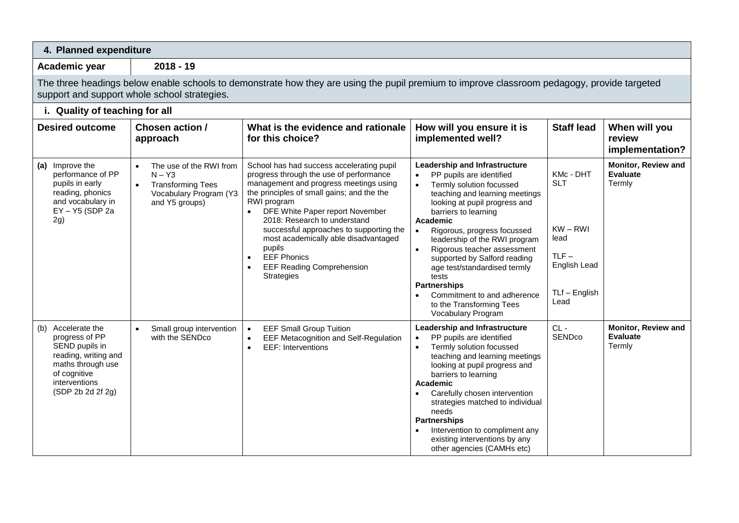## 4. Planned expenditure

**Academic year** | **2018 - 19**

The three headings below enable schools to demonstrate how they are using the pupil premium to improve classroom pedagogy, provide targeted support and support whole school strategies.

### i. Quality of teaching for all

| Desired outcome | Chosen action / approach | What is the evidence and rationale for this choice? | How will you ensure it is implemented well? | Staff lead | When will you review implementation? |
|---|---|---|---|---|---|
| **(a)** Improve the performance of PP pupils in early reading, phonics and vocabulary in EY – Y5 (SDP 2a 2g) | • The use of the RWI from N – Y3<br>• Transforming Tees Vocabulary Program (Y3 and Y5 groups) | School has had success accelerating pupil progress through the use of performance management and progress meetings using the principles of small gains; and the the RWI program<br>• DFE White Paper report November 2018: Research to understand successful approaches to supporting the most academically able disadvantaged pupils<br>• EEF Phonics<br>• EEF Reading Comprehension Strategies | **Leadership and Infrastructure**<br>• PP pupils are identified<br>• Termly solution focussed teaching and learning meetings looking at pupil progress and barriers to learning<br>**Academic**<br>• Rigorous, progress focussed leadership of the RWI program<br>• Rigorous teacher assessment supported by Salford reading age test/standardised termly tests<br>**Partnerships**<br>• Commitment to and adherence to the Transforming Tees Vocabulary Program | KMc - DHT SLT<br><br>KW – RWI lead<br><br>TLF – English Lead<br><br>TLf – English Lead | **Monitor, Review and Evaluate**<br>Termly |
| (b) Accelerate the progress of PP SEND pupils in reading, writing and maths through use of cognitive interventions (SDP 2b 2d 2f 2g) | • Small group intervention with the SENDco | • EEF Small Group Tuition<br>• EEF Metacognition and Self-Regulation<br>• EEF: Interventions | **Leadership and Infrastructure**<br>• PP pupils are identified<br>• Termly solution focussed teaching and learning meetings looking at pupil progress and barriers to learning<br>**Academic**<br>• Carefully chosen intervention strategies matched to individual needs<br>**Partnerships**<br>• Intervention to compliment any existing interventions by any other agencies (CAMHs etc) | CL - SENDco | **Monitor, Review and Evaluate**<br>Termly |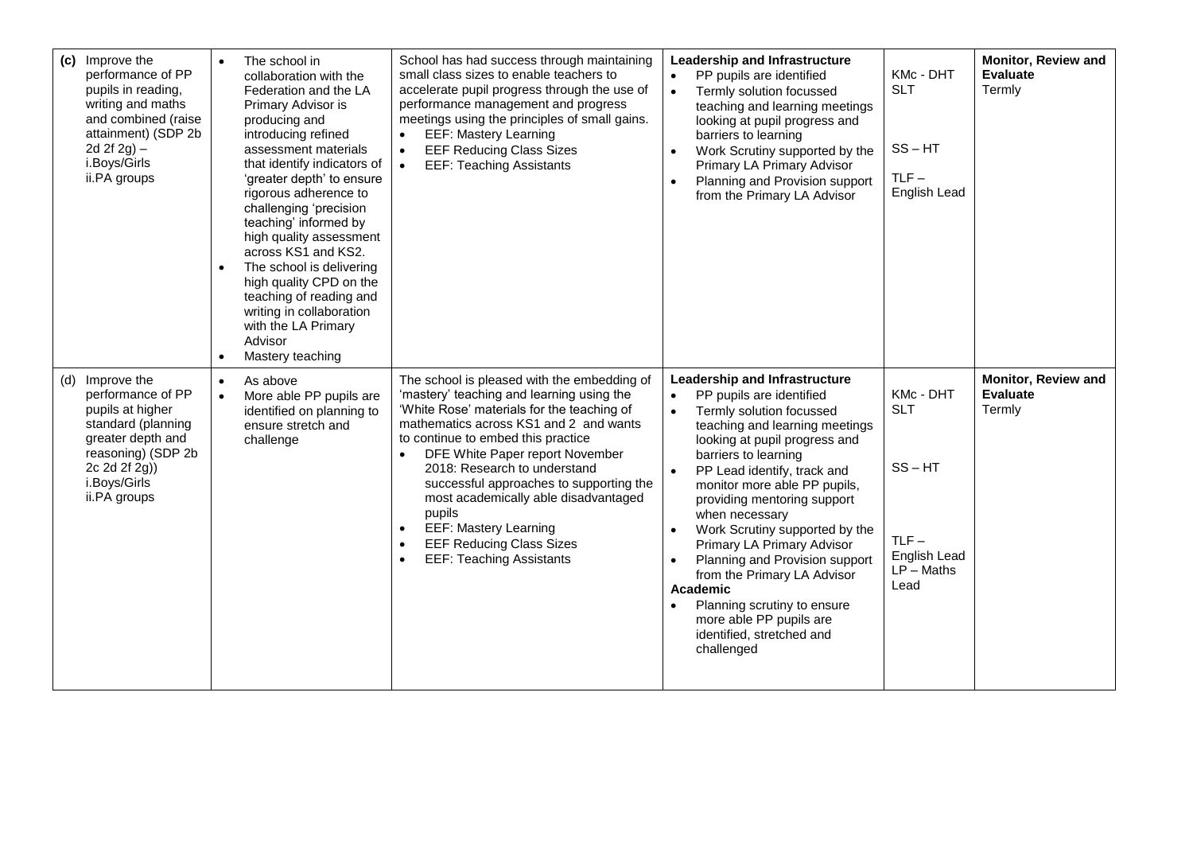| | | | | | |
|---|---|---|---|---|---|
| **(c)** Improve the performance of PP pupils in reading, writing and maths and combined (raise attainment) (SDP 2b 2d 2f 2g) – i.Boys/Girls ii.PA groups | • The school in collaboration with the Federation and the LA Primary Advisor is producing and introducing refined assessment materials that identify indicators of 'greater depth' to ensure rigorous adherence to challenging 'precision teaching' informed by high quality assessment across KS1 and KS2. <br>• The school is delivering high quality CPD on the teaching of reading and writing in collaboration with the LA Primary Advisor <br>• Mastery teaching | School has had success through maintaining small class sizes to enable teachers to accelerate pupil progress through the use of performance management and progress meetings using the principles of small gains. <br>• EEF: Mastery Learning <br>• EEF Reducing Class Sizes <br>• EEF: Teaching Assistants | **Leadership and Infrastructure** <br>• PP pupils are identified <br>• Termly solution focussed teaching and learning meetings looking at pupil progress and barriers to learning <br>• Work Scrutiny supported by the Primary LA Primary Advisor <br>• Planning and Provision support from the Primary LA Advisor | KMc - DHT SLT <br><br>SS – HT <br><br>TLF – English Lead | **Monitor, Review and Evaluate** <br>Termly |
| (d) Improve the performance of PP pupils at higher standard (planning greater depth and reasoning) (SDP 2b 2c 2d 2f 2g)) i.Boys/Girls ii.PA groups | • As above <br>• More able PP pupils are identified on planning to ensure stretch and challenge | The school is pleased with the embedding of 'mastery' teaching and learning using the 'White Rose' materials for the teaching of mathematics across KS1 and 2 and wants to continue to embed this practice <br>• DFE White Paper report November 2018: Research to understand successful approaches to supporting the most academically able disadvantaged pupils <br>• EEF: Mastery Learning <br>• EEF Reducing Class Sizes <br>• EEF: Teaching Assistants | **Leadership and Infrastructure** <br>• PP pupils are identified <br>• Termly solution focussed teaching and learning meetings looking at pupil progress and barriers to learning <br>• PP Lead identify, track and monitor more able PP pupils, providing mentoring support when necessary <br>• Work Scrutiny supported by the Primary LA Primary Advisor <br>• Planning and Provision support from the Primary LA Advisor <br>**Academic** <br>• Planning scrutiny to ensure more able PP pupils are identified, stretched and challenged | KMc - DHT SLT <br><br>SS – HT <br><br>TLF – English Lead LP – Maths Lead | **Monitor, Review and Evaluate** <br>Termly |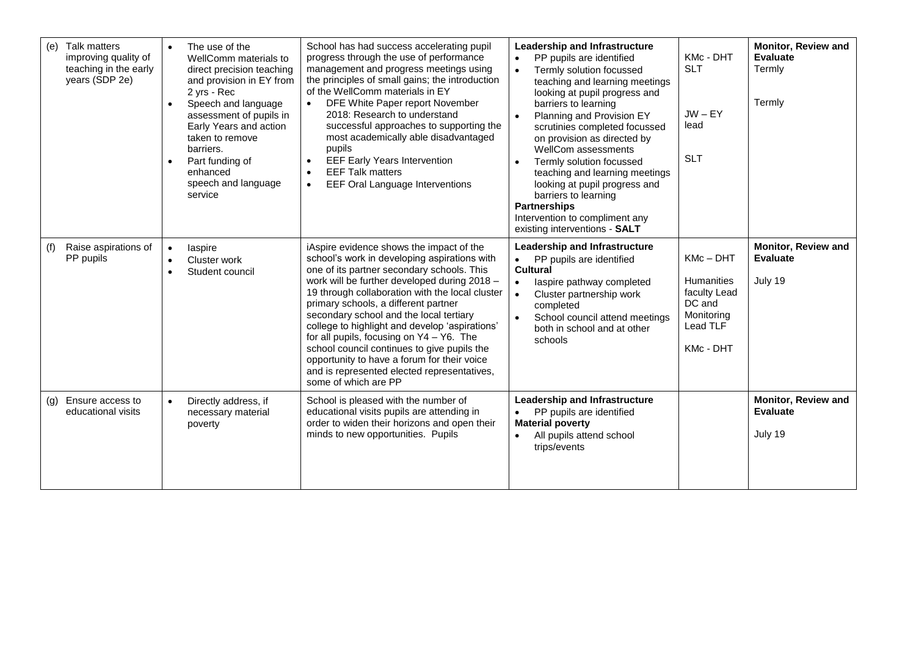| | | | | | |
|---|---|---|---|---|---|
| (e) Talk matters improving quality of teaching in the early years (SDP 2e) | • The use of the WellComm materials to direct precision teaching and provision in EY from 2 yrs - Rec<br>• Speech and language assessment of pupils in Early Years and action taken to remove barriers.<br>• Part funding of enhanced speech and language service | School has had success accelerating pupil progress through the use of performance management and progress meetings using the principles of small gains; the introduction of the WellComm materials in EY<br>• DFE White Paper report November 2018: Research to understand successful approaches to supporting the most academically able disadvantaged pupils<br>• EEF Early Years Intervention<br>• EEF Talk matters<br>• EEF Oral Language Interventions | **Leadership and Infrastructure**<br>• PP pupils are identified<br>• Termly solution focussed teaching and learning meetings looking at pupil progress and barriers to learning<br>• Planning and Provision EY scrutinies completed focussed on provision as directed by WellCom assessments<br>• Termly solution focussed teaching and learning meetings looking at pupil progress and barriers to learning<br>**Partnerships**<br>Intervention to compliment any existing interventions - **SALT** | KMc - DHT<br>SLT<br><br>JW – EY lead<br><br>SLT | **Monitor, Review and Evaluate**<br>Termly<br><br>Termly |
| (f) Raise aspirations of PP pupils | • Iaspire<br>• Cluster work<br>• Student council | iAspire evidence shows the impact of the school's work in developing aspirations with one of its partner secondary schools. This work will be further developed during 2018 – 19 through collaboration with the local cluster primary schools, a different partner secondary school and the local tertiary college to highlight and develop 'aspirations' for all pupils, focusing on Y4 – Y6. The school council continues to give pupils the opportunity to have a forum for their voice and is represented elected representatives, some of which are PP | **Leadership and Infrastructure**<br>• PP pupils are identified<br>**Cultural**<br>• Iaspire pathway completed<br>• Cluster partnership work completed<br>• School council attend meetings both in school and at other schools | KMc – DHT<br><br>Humanities faculty Lead DC and Monitoring Lead TLF<br><br>KMc - DHT | **Monitor, Review and Evaluate**<br><br>July 19 |
| (g) Ensure access to educational visits | • Directly address, if necessary material poverty | School is pleased with the number of educational visits pupils are attending in order to widen their horizons and open their minds to new opportunities. Pupils | **Leadership and Infrastructure**<br>• PP pupils are identified<br>**Material poverty**<br>• All pupils attend school trips/events | | **Monitor, Review and Evaluate**<br><br>July 19 |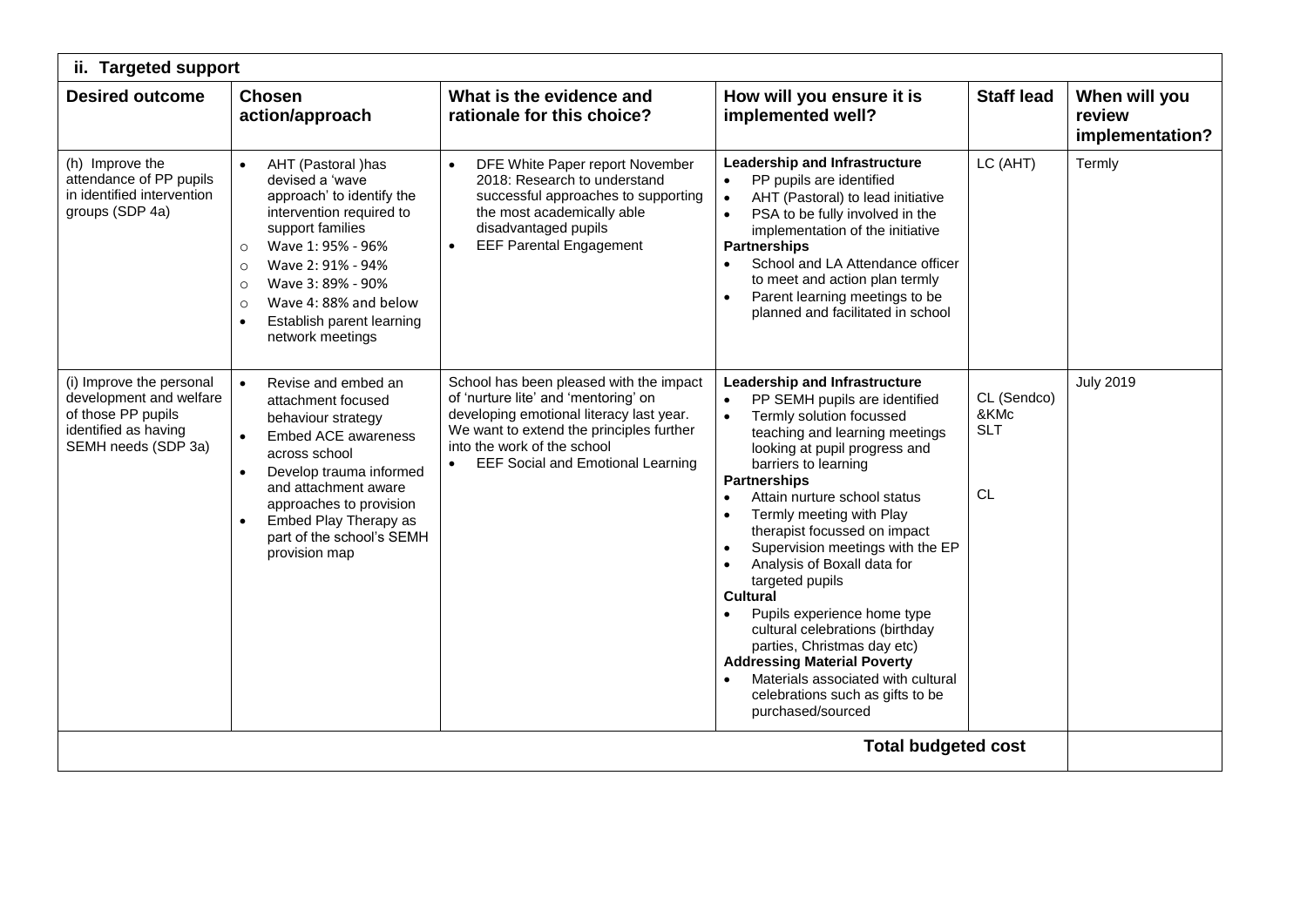| ii. Targeted support | | | | | |
|---|---|---|---|---|---|
| **Desired outcome** | **Chosen action/approach** | **What is the evidence and rationale for this choice?** | **How will you ensure it is implemented well?** | **Staff lead** | **When will you review implementation?** |
| (h) Improve the attendance of PP pupils in identified intervention groups (SDP 4a) | • AHT (Pastoral )has devised a 'wave approach' to identify the intervention required to support families<br>○ Wave 1: 95% - 96%<br>○ Wave 2: 91% - 94%<br>○ Wave 3: 89% - 90%<br>○ Wave 4: 88% and below<br>• Establish parent learning network meetings | • DFE White Paper report November 2018: Research to understand successful approaches to supporting the most academically able disadvantaged pupils<br>• EEF Parental Engagement | **Leadership and Infrastructure**<br>• PP pupils are identified<br>• AHT (Pastoral) to lead initiative<br>• PSA to be fully involved in the implementation of the initiative<br>**Partnerships**<br>• School and LA Attendance officer to meet and action plan termly<br>• Parent learning meetings to be planned and facilitated in school | LC (AHT) | Termly |
| (i) Improve the personal development and welfare of those PP pupils identified as having SEMH needs (SDP 3a) | • Revise and embed an attachment focused behaviour strategy<br>• Embed ACE awareness across school<br>• Develop trauma informed and attachment aware approaches to provision<br>• Embed Play Therapy as part of the school's SEMH provision map | School has been pleased with the impact of 'nurture lite' and 'mentoring' on developing emotional literacy last year. We want to extend the principles further into the work of the school<br>• EEF Social and Emotional Learning | **Leadership and Infrastructure**<br>• PP SEMH pupils are identified<br>• Termly solution focussed teaching and learning meetings looking at pupil progress and barriers to learning<br>**Partnerships**<br>• Attain nurture school status<br>• Termly meeting with Play therapist focussed on impact<br>• Supervision meetings with the EP<br>• Analysis of Boxall data for targeted pupils<br>**Cultural**<br>• Pupils experience home type cultural celebrations (birthday parties, Christmas day etc)<br>**Addressing Material Poverty**<br>• Materials associated with cultural celebrations such as gifts to be purchased/sourced | CL (Sendco) &KMc SLT<br><br>CL | July 2019 |
| | | | | **Total budgeted cost** | |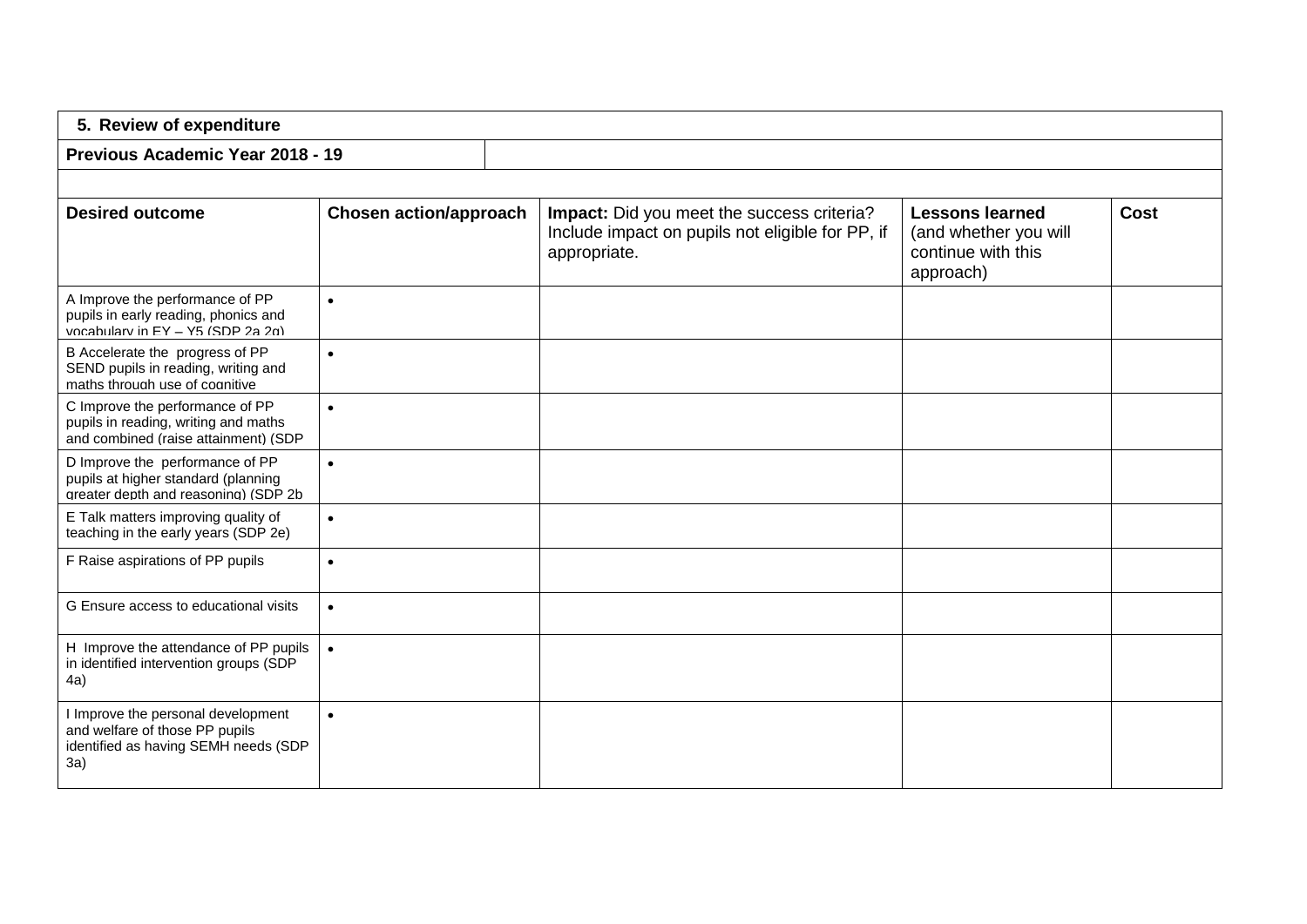| 5. Review of expenditure | | | | |
|---|---|---|---|---|
| **Previous Academic Year 2018 - 19** | | | | |
| | | | | |
| **Desired outcome** | **Chosen action/approach** | **Impact:** Did you meet the success criteria? Include impact on pupils not eligible for PP, if appropriate. | **Lessons learned** (and whether you will continue with this approach) | **Cost** |
| A Improve the performance of PP pupils in early reading, phonics and vocabulary in EY – Y5 (SDP 2a 2g) | • | | | |
| B Accelerate the progress of PP SEND pupils in reading, writing and maths through use of cognitive | • | | | |
| C Improve the performance of PP pupils in reading, writing and maths and combined (raise attainment) (SDP | • | | | |
| D Improve the performance of PP pupils at higher standard (planning greater depth and reasoning) (SDP 2b | • | | | |
| E Talk matters improving quality of teaching in the early years (SDP 2e) | • | | | |
| F Raise aspirations of PP pupils | • | | | |
| G Ensure access to educational visits | • | | | |
| H Improve the attendance of PP pupils in identified intervention groups (SDP 4a) | • | | | |
| I Improve the personal development and welfare of those PP pupils identified as having SEMH needs (SDP 3a) | • | | | |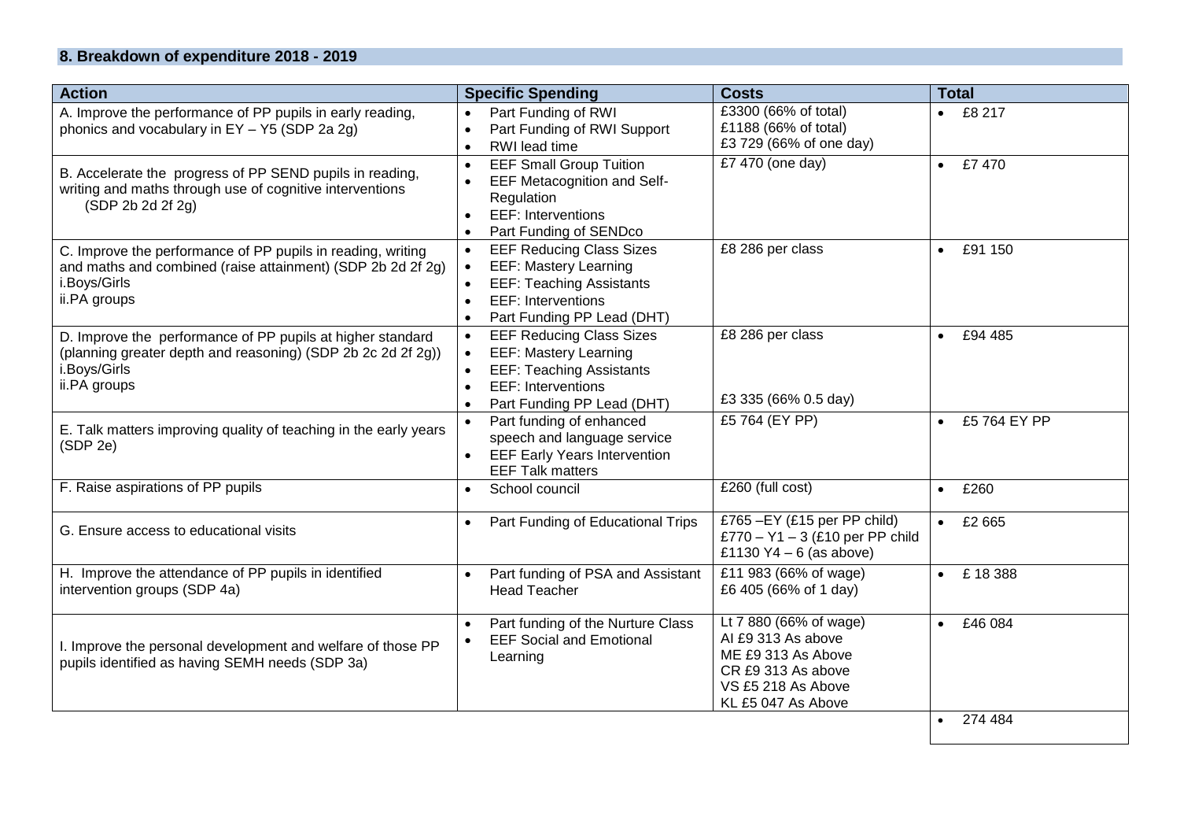## 8. Breakdown of expenditure 2018 - 2019

| Action | Specific Spending | Costs | Total |
|---|---|---|---|
| A. Improve the performance of PP pupils in early reading, phonics and vocabulary in EY – Y5 (SDP 2a 2g) | • Part Funding of RWI<br>• Part Funding of RWI Support<br>• RWI lead time | £3300 (66% of total)<br>£1188 (66% of total)<br>£3 729 (66% of one day) | • £8 217 |
| B. Accelerate the progress of PP SEND pupils in reading, writing and maths through use of cognitive interventions (SDP 2b 2d 2f 2g) | • EEF Small Group Tuition<br>• EEF Metacognition and Self-Regulation<br>• EEF: Interventions<br>• Part Funding of SENDco | £7 470 (one day) | • £7 470 |
| C. Improve the performance of PP pupils in reading, writing and maths and combined (raise attainment) (SDP 2b 2d 2f 2g)<br>i.Boys/Girls<br>ii.PA groups | • EEF Reducing Class Sizes<br>• EEF: Mastery Learning<br>• EEF: Teaching Assistants<br>• EEF: Interventions<br>• Part Funding PP Lead (DHT) | £8 286 per class | • £91 150 |
| D. Improve the performance of PP pupils at higher standard (planning greater depth and reasoning) (SDP 2b 2c 2d 2f 2g))<br>i.Boys/Girls<br>ii.PA groups | • EEF Reducing Class Sizes<br>• EEF: Mastery Learning<br>• EEF: Teaching Assistants<br>• EEF: Interventions<br>• Part Funding PP Lead (DHT) | £8 286 per class<br><br>£3 335 (66% 0.5 day) | • £94 485 |
| E. Talk matters improving quality of teaching in the early years (SDP 2e) | • Part funding of enhanced speech and language service<br>• EEF Early Years Intervention EEF Talk matters | £5 764 (EY PP) | • £5 764 EY PP |
| F. Raise aspirations of PP pupils | • School council | £260 (full cost) | • £260 |
| G. Ensure access to educational visits | • Part Funding of Educational Trips | £765 –EY (£15 per PP child)<br>£770 – Y1 – 3 (£10 per PP child<br>£1130 Y4 – 6 (as above) | • £2 665 |
| H. Improve the attendance of PP pupils in identified intervention groups (SDP 4a) | • Part funding of PSA and Assistant Head Teacher | £11 983 (66% of wage)<br>£6 405 (66% of 1 day) | • £ 18 388 |
| I. Improve the personal development and welfare of those PP pupils identified as having SEMH needs (SDP 3a) | • Part funding of the Nurture Class<br>• EEF Social and Emotional Learning | Lt 7 880 (66% of wage)<br>AI £9 313 As above<br>ME £9 313 As Above<br>CR £9 313 As above<br>VS £5 218 As Above<br>KL £5 047 As Above | • £46 084 |
| | | | • 274 484 |